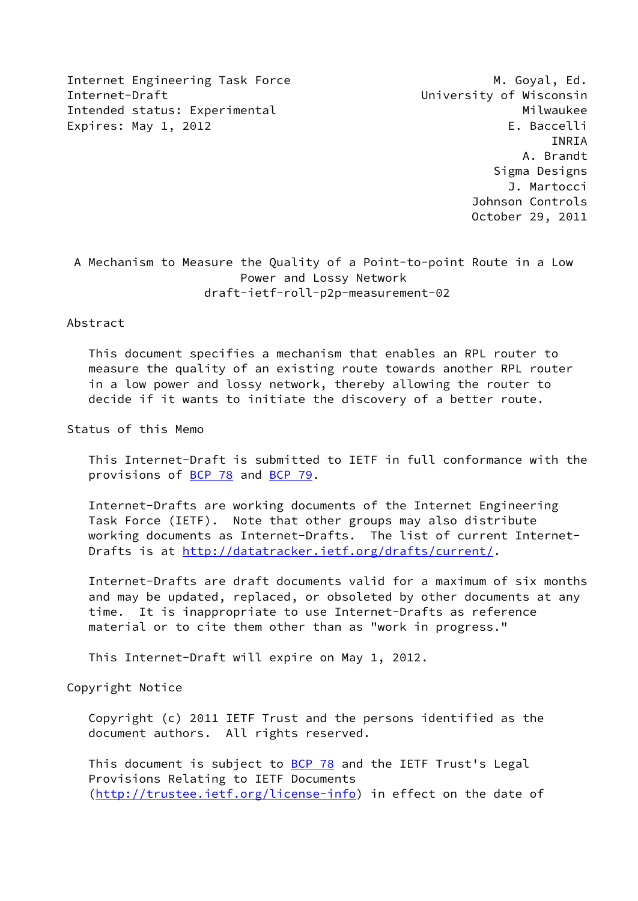Internet Engineering Task Force M. Goyal, Ed.
Internet-Draft University of Wisconsin
Intended status: Experimental Milwaukee
Expires: May 1, 2012 E. Baccelli
INRIA
A. Brandt
Sigma Designs
J. Martocci
Johnson Controls
October 29, 2011

# A Mechanism to Measure the Quality of a Point-to-point Route in a Low Power and Lossy Network
draft-ietf-roll-p2p-measurement-02

## Abstract

This document specifies a mechanism that enables an RPL router to measure the quality of an existing route towards another RPL router in a low power and lossy network, thereby allowing the router to decide if it wants to initiate the discovery of a better route.

## Status of this Memo

This Internet-Draft is submitted to IETF in full conformance with the provisions of BCP 78 and BCP 79.

Internet-Drafts are working documents of the Internet Engineering Task Force (IETF). Note that other groups may also distribute working documents as Internet-Drafts. The list of current Internet-Drafts is at http://datatracker.ietf.org/drafts/current/.

Internet-Drafts are draft documents valid for a maximum of six months and may be updated, replaced, or obsoleted by other documents at any time. It is inappropriate to use Internet-Drafts as reference material or to cite them other than as "work in progress."

This Internet-Draft will expire on May 1, 2012.

## Copyright Notice

Copyright (c) 2011 IETF Trust and the persons identified as the document authors. All rights reserved.

This document is subject to BCP 78 and the IETF Trust's Legal Provisions Relating to IETF Documents (http://trustee.ietf.org/license-info) in effect on the date of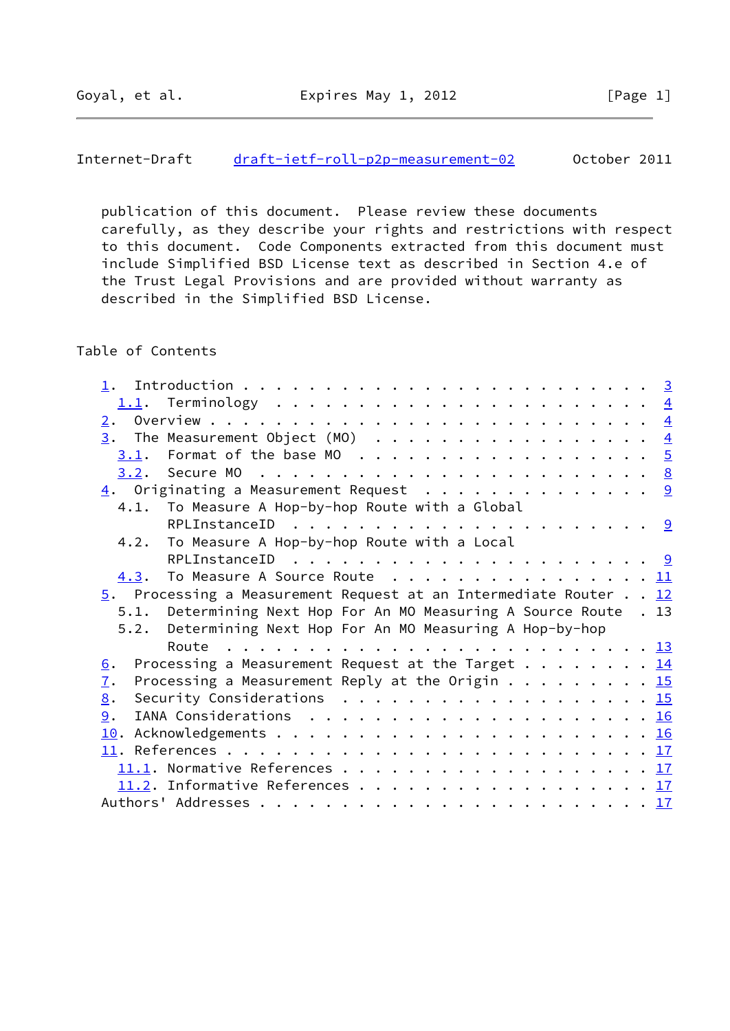publication of this document. Please review these documents carefully, as they describe your rights and restrictions with respect to this document. Code Components extracted from this document must include Simplified BSD License text as described in Section 4.e of the Trust Legal Provisions and are provided without warranty as described in the Simplified BSD License.

## Table of Contents

```
   1.  Introduction . . . . . . . . . . . . . . . . . . . . . . . .   3
     1.1.  Terminology  . . . . . . . . . . . . . . . . . . . . . .   4
   2.  Overview . . . . . . . . . . . . . . . . . . . . . . . . . .   4
   3.  The Measurement Object (MO)  . . . . . . . . . . . . . . . .   4
     3.1.  Format of the base MO  . . . . . . . . . . . . . . . . .   5
     3.2.  Secure MO  . . . . . . . . . . . . . . . . . . . . . . .   8
   4.  Originating a Measurement Request  . . . . . . . . . . . . .   9
     4.1.  To Measure A Hop-by-hop Route with a Global
           RPLInstanceID  . . . . . . . . . . . . . . . . . . . . .   9
     4.2.  To Measure A Hop-by-hop Route with a Local
           RPLInstanceID  . . . . . . . . . . . . . . . . . . . . .   9
     4.3.  To Measure A Source Route  . . . . . . . . . . . . . . .  11
   5.  Processing a Measurement Request at an Intermediate Router . .  12
     5.1.  Determining Next Hop For An MO Measuring A Source Route  .  13
     5.2.  Determining Next Hop For An MO Measuring A Hop-by-hop
           Route  . . . . . . . . . . . . . . . . . . . . . . . . .  13
   6.  Processing a Measurement Request at the Target . . . . . . .  14
   7.  Processing a Measurement Reply at the Origin . . . . . . . .  15
   8.  Security Considerations  . . . . . . . . . . . . . . . . . .  15
   9.  IANA Considerations  . . . . . . . . . . . . . . . . . . . .  16
   10. Acknowledgements . . . . . . . . . . . . . . . . . . . . . .  16
   11. References . . . . . . . . . . . . . . . . . . . . . . . . .  17
     11.1. Normative References . . . . . . . . . . . . . . . . . .  17
     11.2. Informative References . . . . . . . . . . . . . . . . .  17
   Authors' Addresses . . . . . . . . . . . . . . . . . . . . . . .  17
```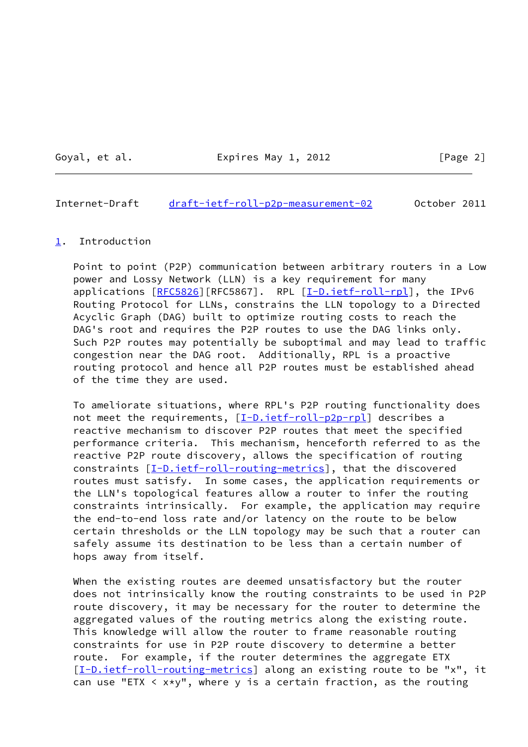## 1. Introduction

Point to point (P2P) communication between arbitrary routers in a Low power and Lossy Network (LLN) is a key requirement for many applications [RFC5826][RFC5867]. RPL [I-D.ietf-roll-rpl], the IPv6 Routing Protocol for LLNs, constrains the LLN topology to a Directed Acyclic Graph (DAG) built to optimize routing costs to reach the DAG's root and requires the P2P routes to use the DAG links only. Such P2P routes may potentially be suboptimal and may lead to traffic congestion near the DAG root. Additionally, RPL is a proactive routing protocol and hence all P2P routes must be established ahead of the time they are used.

To ameliorate situations, where RPL's P2P routing functionality does not meet the requirements, [I-D.ietf-roll-p2p-rpl] describes a reactive mechanism to discover P2P routes that meet the specified performance criteria. This mechanism, henceforth referred to as the reactive P2P route discovery, allows the specification of routing constraints [I-D.ietf-roll-routing-metrics], that the discovered routes must satisfy. In some cases, the application requirements or the LLN's topological features allow a router to infer the routing constraints intrinsically. For example, the application may require the end-to-end loss rate and/or latency on the route to be below certain thresholds or the LLN topology may be such that a router can safely assume its destination to be less than a certain number of hops away from itself.

When the existing routes are deemed unsatisfactory but the router does not intrinsically know the routing constraints to be used in P2P route discovery, it may be necessary for the router to determine the aggregated values of the routing metrics along the existing route. This knowledge will allow the router to frame reasonable routing constraints for use in P2P route discovery to determine a better route. For example, if the router determines the aggregate ETX [I-D.ietf-roll-routing-metrics] along an existing route to be "x", it can use "ETX < x*y", where y is a certain fraction, as the routing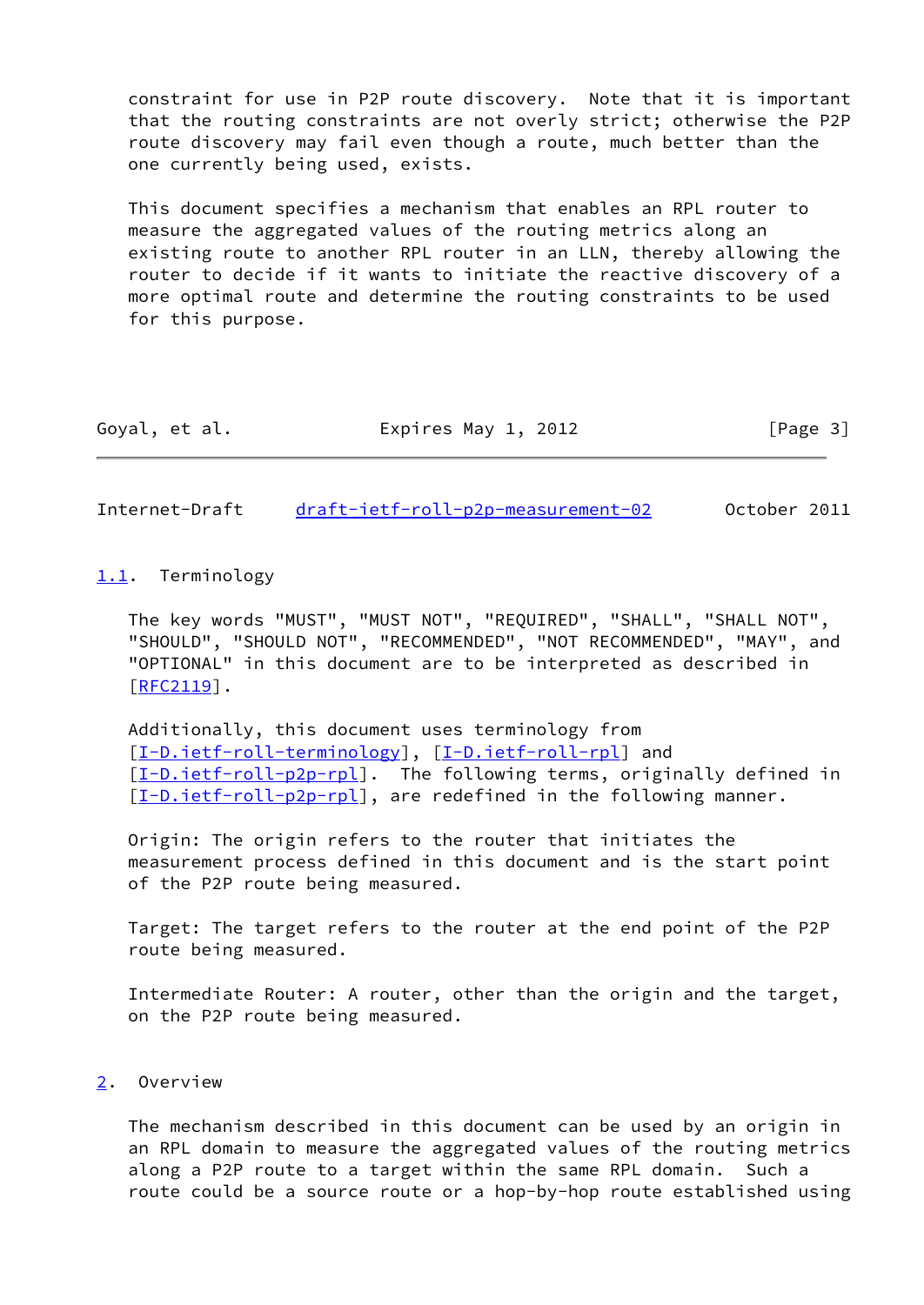constraint for use in P2P route discovery. Note that it is important that the routing constraints are not overly strict; otherwise the P2P route discovery may fail even though a route, much better than the one currently being used, exists.

This document specifies a mechanism that enables an RPL router to measure the aggregated values of the routing metrics along an existing route to another RPL router in an LLN, thereby allowing the router to decide if it wants to initiate the reactive discovery of a more optimal route and determine the routing constraints to be used for this purpose.

## 1.1. Terminology

The key words "MUST", "MUST NOT", "REQUIRED", "SHALL", "SHALL NOT", "SHOULD", "SHOULD NOT", "RECOMMENDED", "NOT RECOMMENDED", "MAY", and "OPTIONAL" in this document are to be interpreted as described in [RFC2119].

Additionally, this document uses terminology from [I-D.ietf-roll-terminology], [I-D.ietf-roll-rpl] and [I-D.ietf-roll-p2p-rpl]. The following terms, originally defined in [I-D.ietf-roll-p2p-rpl], are redefined in the following manner.

Origin: The origin refers to the router that initiates the measurement process defined in this document and is the start point of the P2P route being measured.

Target: The target refers to the router at the end point of the P2P route being measured.

Intermediate Router: A router, other than the origin and the target, on the P2P route being measured.

# 2. Overview

The mechanism described in this document can be used by an origin in an RPL domain to measure the aggregated values of the routing metrics along a P2P route to a target within the same RPL domain. Such a route could be a source route or a hop-by-hop route established using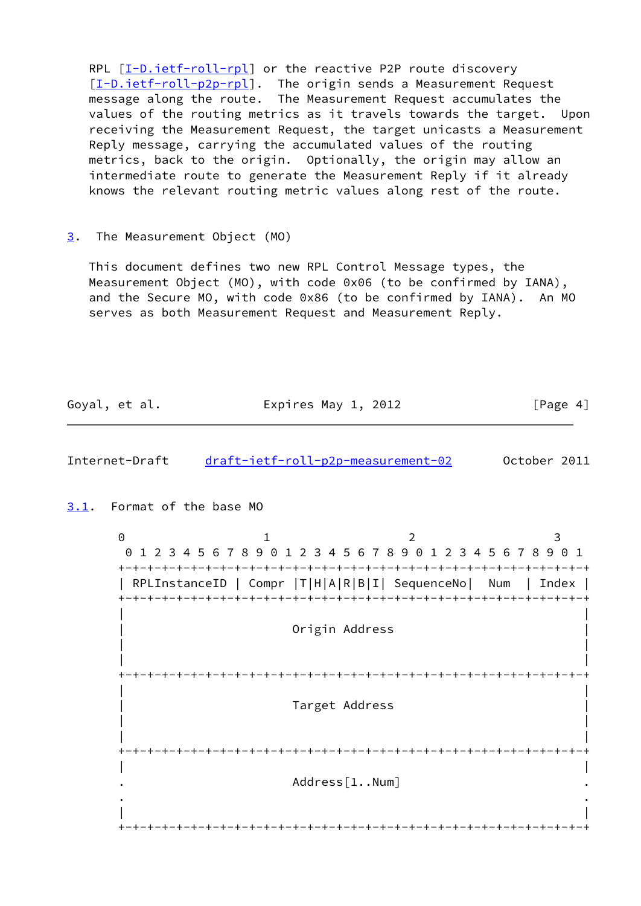RPL [I-D.ietf-roll-rpl] or the reactive P2P route discovery [I-D.ietf-roll-p2p-rpl]. The origin sends a Measurement Request message along the route. The Measurement Request accumulates the values of the routing metrics as it travels towards the target. Upon receiving the Measurement Request, the target unicasts a Measurement Reply message, carrying the accumulated values of the routing metrics, back to the origin. Optionally, the origin may allow an intermediate route to generate the Measurement Reply if it already knows the relevant routing metric values along rest of the route.

## 3. The Measurement Object (MO)

This document defines two new RPL Control Message types, the Measurement Object (MO), with code 0x06 (to be confirmed by IANA), and the Secure MO, with code 0x86 (to be confirmed by IANA). An MO serves as both Measurement Request and Measurement Reply.

### 3.1. Format of the base MO

```
 0                   1                   2                   3
 0 1 2 3 4 5 6 7 8 9 0 1 2 3 4 5 6 7 8 9 0 1 2 3 4 5 6 7 8 9 0 1
+-+-+-+-+-+-+-+-+-+-+-+-+-+-+-+-+-+-+-+-+-+-+-+-+-+-+-+-+-+-+-+-+
| RPLInstanceID | Compr |T|H|A|R|B|I| SequenceNo|  Num  | Index |
+-+-+-+-+-+-+-+-+-+-+-+-+-+-+-+-+-+-+-+-+-+-+-+-+-+-+-+-+-+-+-+-+
|                                                               |
|                        Origin Address                         |
|                                                               |
|                                                               |
+-+-+-+-+-+-+-+-+-+-+-+-+-+-+-+-+-+-+-+-+-+-+-+-+-+-+-+-+-+-+-+-+
|                                                               |
|                        Target Address                         |
|                                                               |
|                                                               |
+-+-+-+-+-+-+-+-+-+-+-+-+-+-+-+-+-+-+-+-+-+-+-+-+-+-+-+-+-+-+-+-+
|                                                               |
.                        Address[1..Num]                        .
.                                                               .
|                                                               |
+-+-+-+-+-+-+-+-+-+-+-+-+-+-+-+-+-+-+-+-+-+-+-+-+-+-+-+-+-+-+-+-+
```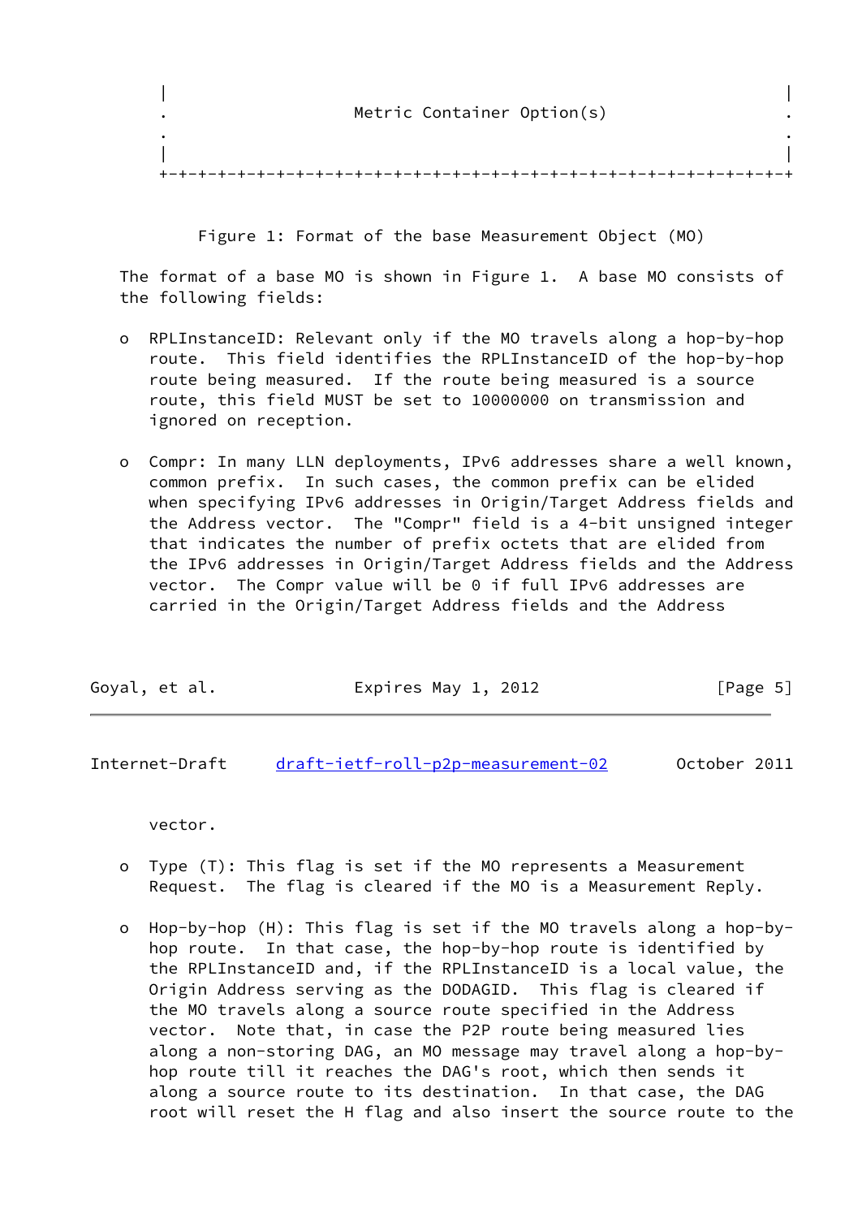```
   |                                                               |
   .                   Metric Container Option(s)                  .
   .                                                               .
   |                                                               |
   +-+-+-+-+-+-+-+-+-+-+-+-+-+-+-+-+-+-+-+-+-+-+-+-+-+-+-+-+-+-+-+-+
```

Figure 1: Format of the base Measurement Object (MO)

The format of a base MO is shown in Figure 1. A base MO consists of the following fields:

- RPLInstanceID: Relevant only if the MO travels along a hop-by-hop route. This field identifies the RPLInstanceID of the hop-by-hop route being measured. If the route being measured is a source route, this field MUST be set to 10000000 on transmission and ignored on reception.

- Compr: In many LLN deployments, IPv6 addresses share a well known, common prefix. In such cases, the common prefix can be elided when specifying IPv6 addresses in Origin/Target Address fields and the Address vector. The "Compr" field is a 4-bit unsigned integer that indicates the number of prefix octets that are elided from the IPv6 addresses in Origin/Target Address fields and the Address vector. The Compr value will be 0 if full IPv6 addresses are carried in the Origin/Target Address fields and the Address vector.

- Type (T): This flag is set if the MO represents a Measurement Request. The flag is cleared if the MO is a Measurement Reply.

- Hop-by-hop (H): This flag is set if the MO travels along a hop-by-hop route. In that case, the hop-by-hop route is identified by the RPLInstanceID and, if the RPLInstanceID is a local value, the Origin Address serving as the DODAGID. This flag is cleared if the MO travels along a source route specified in the Address vector. Note that, in case the P2P route being measured lies along a non-storing DAG, an MO message may travel along a hop-by-hop route till it reaches the DAG's root, which then sends it along a source route to its destination. In that case, the DAG root will reset the H flag and also insert the source route to the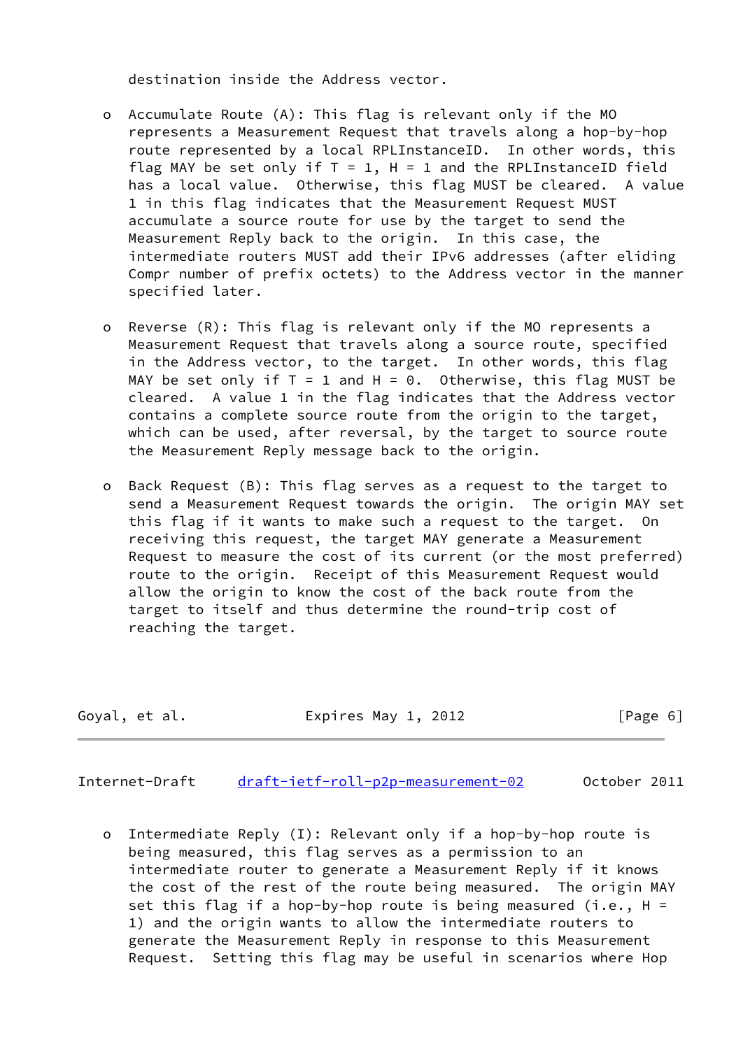destination inside the Address vector.

- Accumulate Route (A): This flag is relevant only if the MO represents a Measurement Request that travels along a hop-by-hop route represented by a local RPLInstanceID. In other words, this flag MAY be set only if T = 1, H = 1 and the RPLInstanceID field has a local value. Otherwise, this flag MUST be cleared. A value 1 in this flag indicates that the Measurement Request MUST accumulate a source route for use by the target to send the Measurement Reply back to the origin. In this case, the intermediate routers MUST add their IPv6 addresses (after eliding Compr number of prefix octets) to the Address vector in the manner specified later.

- Reverse (R): This flag is relevant only if the MO represents a Measurement Request that travels along a source route, specified in the Address vector, to the target. In other words, this flag MAY be set only if T = 1 and H = 0. Otherwise, this flag MUST be cleared. A value 1 in the flag indicates that the Address vector contains a complete source route from the origin to the target, which can be used, after reversal, by the target to source route the Measurement Reply message back to the origin.

- Back Request (B): This flag serves as a request to the target to send a Measurement Request towards the origin. The origin MAY set this flag if it wants to make such a request to the target. On receiving this request, the target MAY generate a Measurement Request to measure the cost of its current (or the most preferred) route to the origin. Receipt of this Measurement Request would allow the origin to know the cost of the back route from the target to itself and thus determine the round-trip cost of reaching the target.

- Intermediate Reply (I): Relevant only if a hop-by-hop route is being measured, this flag serves as a permission to an intermediate router to generate a Measurement Reply if it knows the cost of the rest of the route being measured. The origin MAY set this flag if a hop-by-hop route is being measured (i.e., H = 1) and the origin wants to allow the intermediate routers to generate the Measurement Reply in response to this Measurement Request. Setting this flag may be useful in scenarios where Hop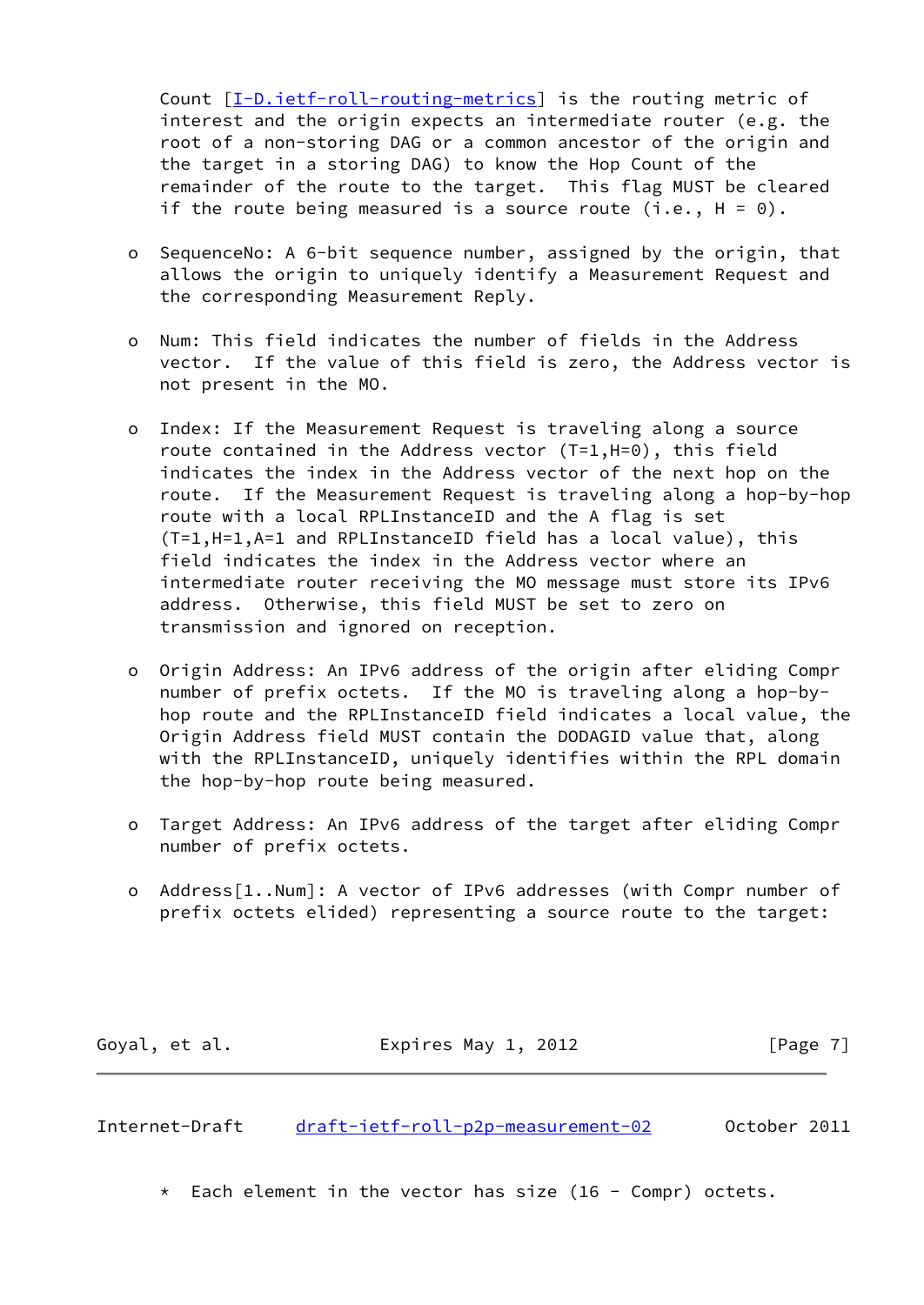Count [I-D.ietf-roll-routing-metrics] is the routing metric of interest and the origin expects an intermediate router (e.g. the root of a non-storing DAG or a common ancestor of the origin and the target in a storing DAG) to know the Hop Count of the remainder of the route to the target. This flag MUST be cleared if the route being measured is a source route (i.e., H = 0).

- SequenceNo: A 6-bit sequence number, assigned by the origin, that allows the origin to uniquely identify a Measurement Request and the corresponding Measurement Reply.

- Num: This field indicates the number of fields in the Address vector. If the value of this field is zero, the Address vector is not present in the MO.

- Index: If the Measurement Request is traveling along a source route contained in the Address vector (T=1,H=0), this field indicates the index in the Address vector of the next hop on the route. If the Measurement Request is traveling along a hop-by-hop route with a local RPLInstanceID and the A flag is set (T=1,H=1,A=1 and RPLInstanceID field has a local value), this field indicates the index in the Address vector where an intermediate router receiving the MO message must store its IPv6 address. Otherwise, this field MUST be set to zero on transmission and ignored on reception.

- Origin Address: An IPv6 address of the origin after eliding Compr number of prefix octets. If the MO is traveling along a hop-by-hop route and the RPLInstanceID field indicates a local value, the Origin Address field MUST contain the DODAGID value that, along with the RPLInstanceID, uniquely identifies within the RPL domain the hop-by-hop route being measured.

- Target Address: An IPv6 address of the target after eliding Compr number of prefix octets.

- Address[1..Num]: A vector of IPv6 addresses (with Compr number of prefix octets elided) representing a source route to the target:

  * Each element in the vector has size (16 - Compr) octets.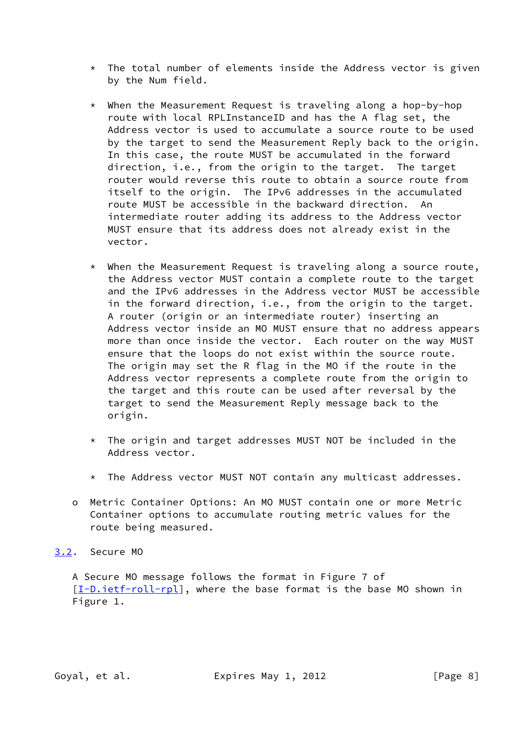* The total number of elements inside the Address vector is given by the Num field.

* When the Measurement Request is traveling along a hop-by-hop route with local RPLInstanceID and has the A flag set, the Address vector is used to accumulate a source route to be used by the target to send the Measurement Reply back to the origin. In this case, the route MUST be accumulated in the forward direction, i.e., from the origin to the target. The target router would reverse this route to obtain a source route from itself to the origin. The IPv6 addresses in the accumulated route MUST be accessible in the backward direction. An intermediate router adding its address to the Address vector MUST ensure that its address does not already exist in the vector.

* When the Measurement Request is traveling along a source route, the Address vector MUST contain a complete route to the target and the IPv6 addresses in the Address vector MUST be accessible in the forward direction, i.e., from the origin to the target. A router (origin or an intermediate router) inserting an Address vector inside an MO MUST ensure that no address appears more than once inside the vector. Each router on the way MUST ensure that the loops do not exist within the source route. The origin may set the R flag in the MO if the route in the Address vector represents a complete route from the origin to the target and this route can be used after reversal by the target to send the Measurement Reply message back to the origin.

* The origin and target addresses MUST NOT be included in the Address vector.

* The Address vector MUST NOT contain any multicast addresses.

o Metric Container Options: An MO MUST contain one or more Metric Container options to accumulate routing metric values for the route being measured.

## 3.2. Secure MO

A Secure MO message follows the format in Figure 7 of [I-D.ietf-roll-rpl], where the base format is the base MO shown in Figure 1.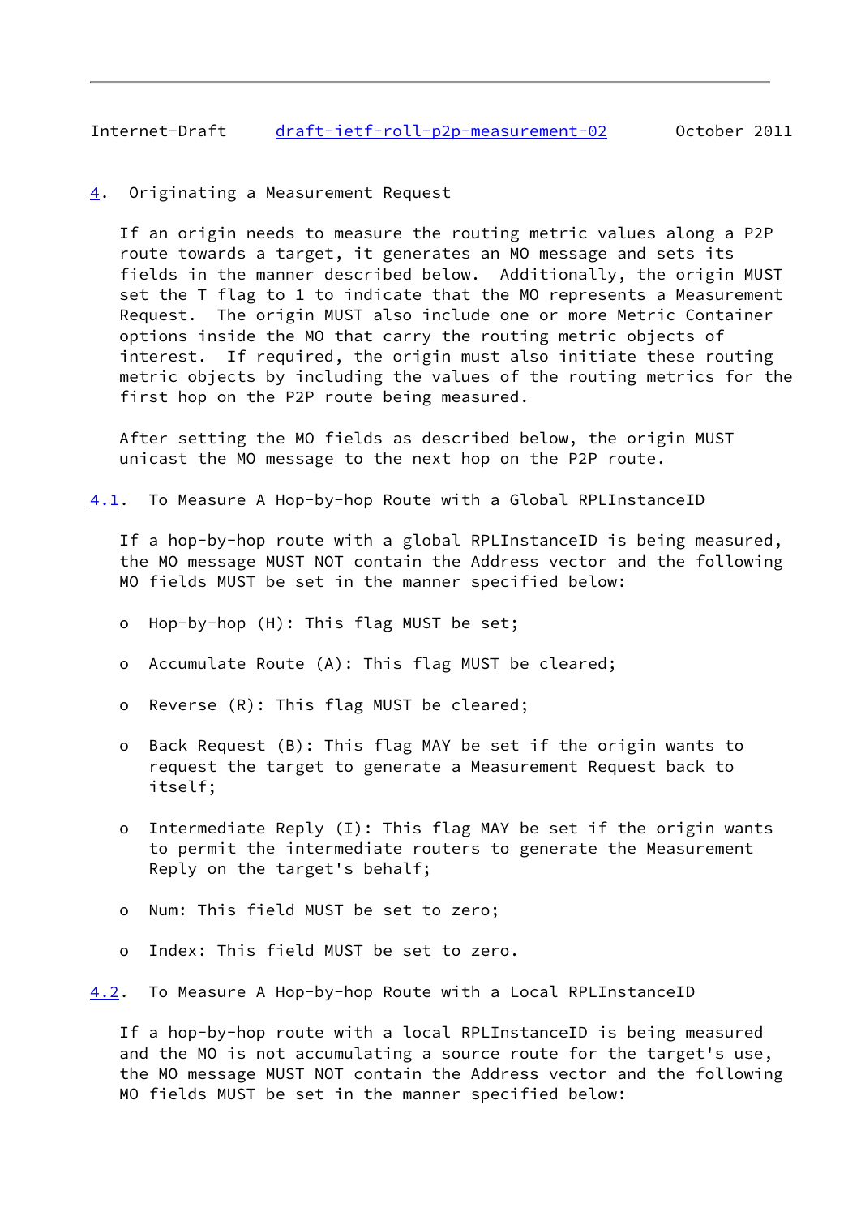## 4. Originating a Measurement Request

If an origin needs to measure the routing metric values along a P2P route towards a target, it generates an MO message and sets its fields in the manner described below. Additionally, the origin MUST set the T flag to 1 to indicate that the MO represents a Measurement Request. The origin MUST also include one or more Metric Container options inside the MO that carry the routing metric objects of interest. If required, the origin must also initiate these routing metric objects by including the values of the routing metrics for the first hop on the P2P route being measured.

After setting the MO fields as described below, the origin MUST unicast the MO message to the next hop on the P2P route.

### 4.1. To Measure A Hop-by-hop Route with a Global RPLInstanceID

If a hop-by-hop route with a global RPLInstanceID is being measured, the MO message MUST NOT contain the Address vector and the following MO fields MUST be set in the manner specified below:

- Hop-by-hop (H): This flag MUST be set;
- Accumulate Route (A): This flag MUST be cleared;
- Reverse (R): This flag MUST be cleared;
- Back Request (B): This flag MAY be set if the origin wants to request the target to generate a Measurement Request back to itself;
- Intermediate Reply (I): This flag MAY be set if the origin wants to permit the intermediate routers to generate the Measurement Reply on the target's behalf;
- Num: This field MUST be set to zero;
- Index: This field MUST be set to zero.

### 4.2. To Measure A Hop-by-hop Route with a Local RPLInstanceID

If a hop-by-hop route with a local RPLInstanceID is being measured and the MO is not accumulating a source route for the target's use, the MO message MUST NOT contain the Address vector and the following MO fields MUST be set in the manner specified below: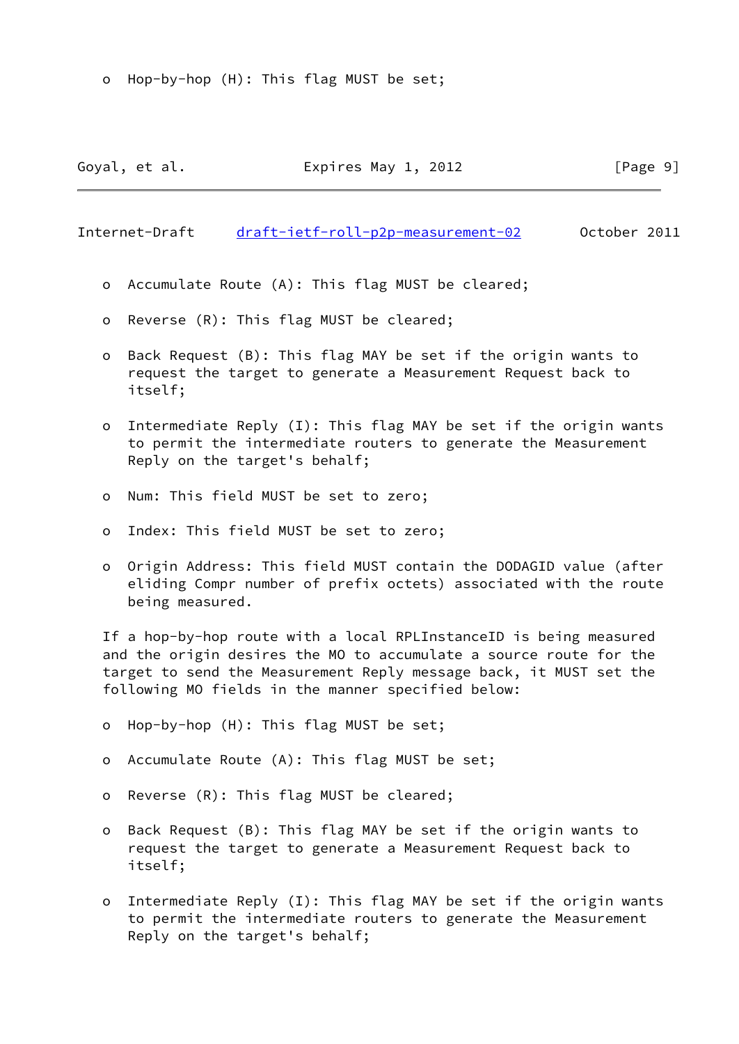o Hop-by-hop (H): This flag MUST be set;

o Accumulate Route (A): This flag MUST be cleared;

o Reverse (R): This flag MUST be cleared;

o Back Request (B): This flag MAY be set if the origin wants to request the target to generate a Measurement Request back to itself;

o Intermediate Reply (I): This flag MAY be set if the origin wants to permit the intermediate routers to generate the Measurement Reply on the target's behalf;

o Num: This field MUST be set to zero;

o Index: This field MUST be set to zero;

o Origin Address: This field MUST contain the DODAGID value (after eliding Compr number of prefix octets) associated with the route being measured.

If a hop-by-hop route with a local RPLInstanceID is being measured and the origin desires the MO to accumulate a source route for the target to send the Measurement Reply message back, it MUST set the following MO fields in the manner specified below:

o Hop-by-hop (H): This flag MUST be set;

o Accumulate Route (A): This flag MUST be set;

o Reverse (R): This flag MUST be cleared;

o Back Request (B): This flag MAY be set if the origin wants to request the target to generate a Measurement Request back to itself;

o Intermediate Reply (I): This flag MAY be set if the origin wants to permit the intermediate routers to generate the Measurement Reply on the target's behalf;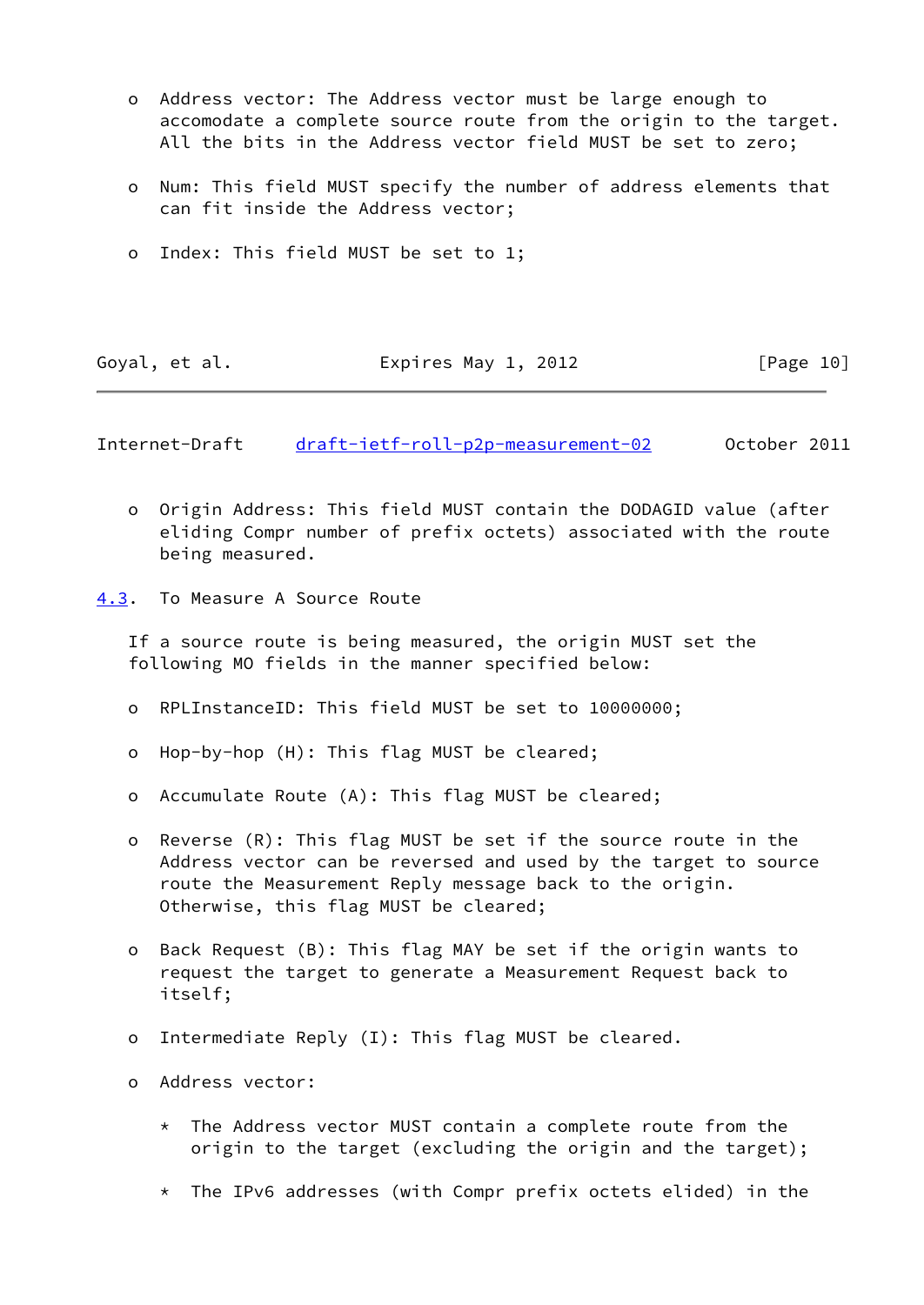- Address vector: The Address vector must be large enough to accomodate a complete source route from the origin to the target. All the bits in the Address vector field MUST be set to zero;

- Num: This field MUST specify the number of address elements that can fit inside the Address vector;

- Index: This field MUST be set to 1;

- Origin Address: This field MUST contain the DODAGID value (after eliding Compr number of prefix octets) associated with the route being measured.

## 4.3. To Measure A Source Route

If a source route is being measured, the origin MUST set the following MO fields in the manner specified below:

- RPLInstanceID: This field MUST be set to 10000000;

- Hop-by-hop (H): This flag MUST be cleared;

- Accumulate Route (A): This flag MUST be cleared;

- Reverse (R): This flag MUST be set if the source route in the Address vector can be reversed and used by the target to source route the Measurement Reply message back to the origin. Otherwise, this flag MUST be cleared;

- Back Request (B): This flag MAY be set if the origin wants to request the target to generate a Measurement Request back to itself;

- Intermediate Reply (I): This flag MUST be cleared.

- Address vector:

  * The Address vector MUST contain a complete route from the origin to the target (excluding the origin and the target);

  * The IPv6 addresses (with Compr prefix octets elided) in the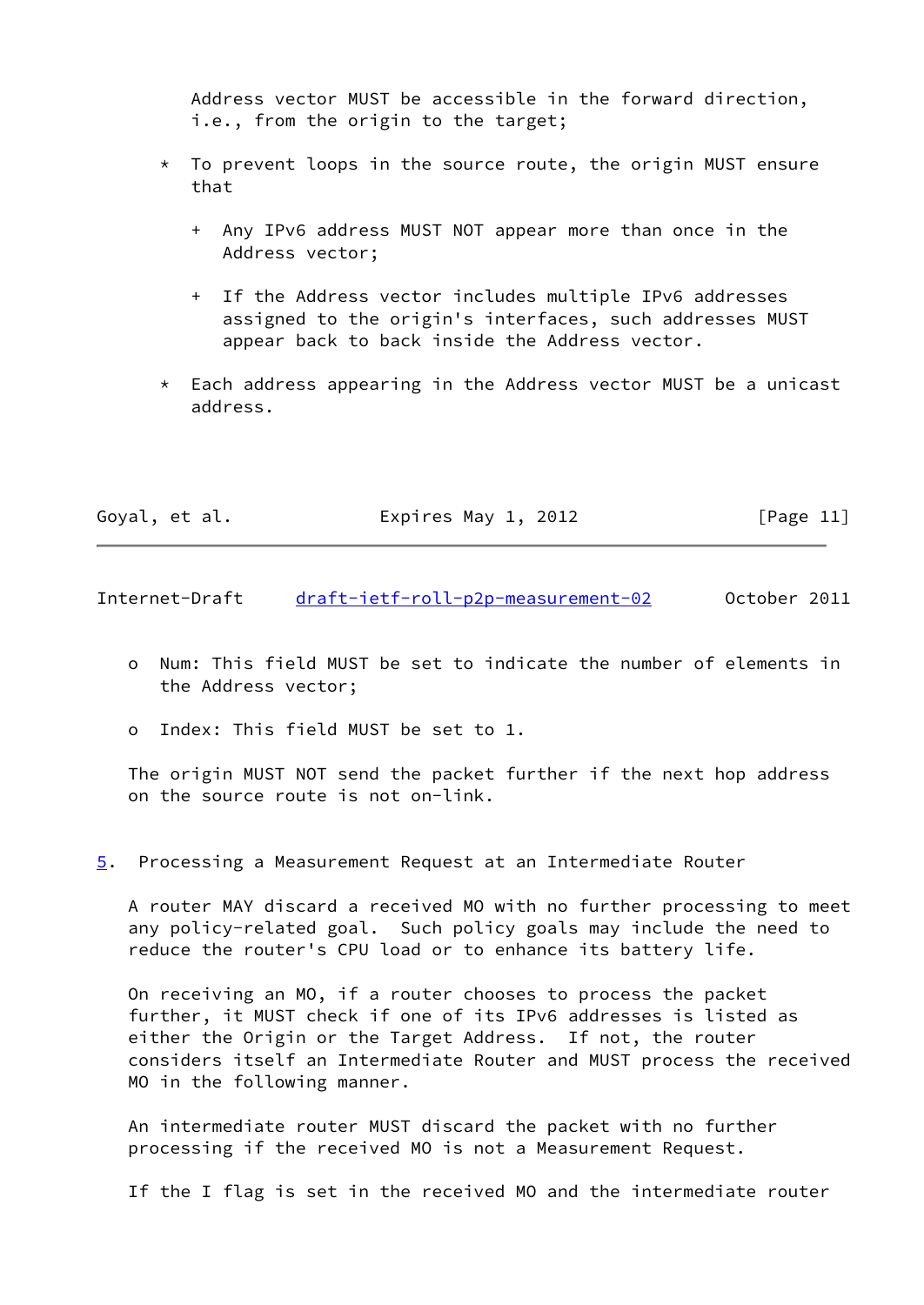Address vector MUST be accessible in the forward direction, i.e., from the origin to the target;

* To prevent loops in the source route, the origin MUST ensure that

    + Any IPv6 address MUST NOT appear more than once in the Address vector;

    + If the Address vector includes multiple IPv6 addresses assigned to the origin's interfaces, such addresses MUST appear back to back inside the Address vector.

* Each address appearing in the Address vector MUST be a unicast address.

- Num: This field MUST be set to indicate the number of elements in the Address vector;

- Index: This field MUST be set to 1.

The origin MUST NOT send the packet further if the next hop address on the source route is not on-link.

## 5. Processing a Measurement Request at an Intermediate Router

A router MAY discard a received MO with no further processing to meet any policy-related goal. Such policy goals may include the need to reduce the router's CPU load or to enhance its battery life.

On receiving an MO, if a router chooses to process the packet further, it MUST check if one of its IPv6 addresses is listed as either the Origin or the Target Address. If not, the router considers itself an Intermediate Router and MUST process the received MO in the following manner.

An intermediate router MUST discard the packet with no further processing if the received MO is not a Measurement Request.

If the I flag is set in the received MO and the intermediate router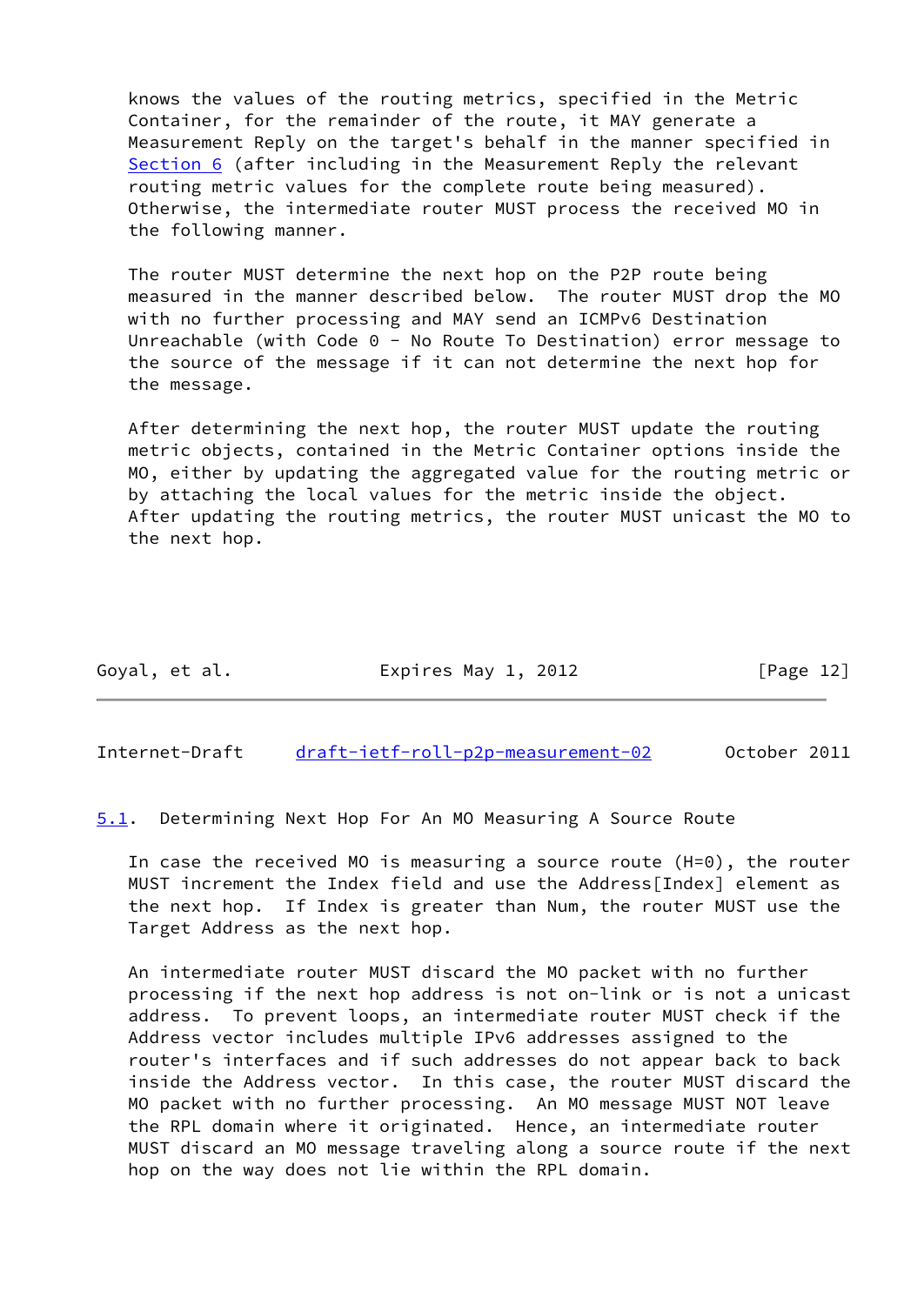knows the values of the routing metrics, specified in the Metric Container, for the remainder of the route, it MAY generate a Measurement Reply on the target's behalf in the manner specified in Section 6 (after including in the Measurement Reply the relevant routing metric values for the complete route being measured). Otherwise, the intermediate router MUST process the received MO in the following manner.

The router MUST determine the next hop on the P2P route being measured in the manner described below. The router MUST drop the MO with no further processing and MAY send an ICMPv6 Destination Unreachable (with Code 0 - No Route To Destination) error message to the source of the message if it can not determine the next hop for the message.

After determining the next hop, the router MUST update the routing metric objects, contained in the Metric Container options inside the MO, either by updating the aggregated value for the routing metric or by attaching the local values for the metric inside the object. After updating the routing metrics, the router MUST unicast the MO to the next hop.

### 5.1. Determining Next Hop For An MO Measuring A Source Route

In case the received MO is measuring a source route (H=0), the router MUST increment the Index field and use the Address[Index] element as the next hop. If Index is greater than Num, the router MUST use the Target Address as the next hop.

An intermediate router MUST discard the MO packet with no further processing if the next hop address is not on-link or is not a unicast address. To prevent loops, an intermediate router MUST check if the Address vector includes multiple IPv6 addresses assigned to the router's interfaces and if such addresses do not appear back to back inside the Address vector. In this case, the router MUST discard the MO packet with no further processing. An MO message MUST NOT leave the RPL domain where it originated. Hence, an intermediate router MUST discard an MO message traveling along a source route if the next hop on the way does not lie within the RPL domain.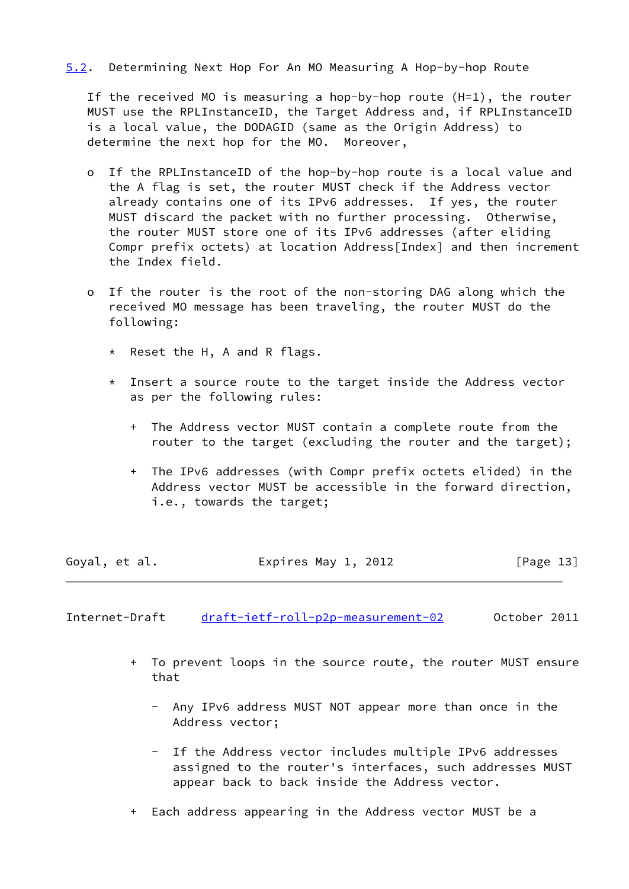### 5.2. Determining Next Hop For An MO Measuring A Hop-by-hop Route

If the received MO is measuring a hop-by-hop route (H=1), the router MUST use the RPLInstanceID, the Target Address and, if RPLInstanceID is a local value, the DODAGID (same as the Origin Address) to determine the next hop for the MO. Moreover,

- If the RPLInstanceID of the hop-by-hop route is a local value and the A flag is set, the router MUST check if the Address vector already contains one of its IPv6 addresses. If yes, the router MUST discard the packet with no further processing. Otherwise, the router MUST store one of its IPv6 addresses (after eliding Compr prefix octets) at location Address[Index] and then increment the Index field.

- If the router is the root of the non-storing DAG along which the received MO message has been traveling, the router MUST do the following:

  * Reset the H, A and R flags.

  * Insert a source route to the target inside the Address vector as per the following rules:

    + The Address vector MUST contain a complete route from the router to the target (excluding the router and the target);

    + The IPv6 addresses (with Compr prefix octets elided) in the Address vector MUST be accessible in the forward direction, i.e., towards the target;

    + To prevent loops in the source route, the router MUST ensure that

      - Any IPv6 address MUST NOT appear more than once in the Address vector;

      - If the Address vector includes multiple IPv6 addresses assigned to the router's interfaces, such addresses MUST appear back to back inside the Address vector.

    + Each address appearing in the Address vector MUST be a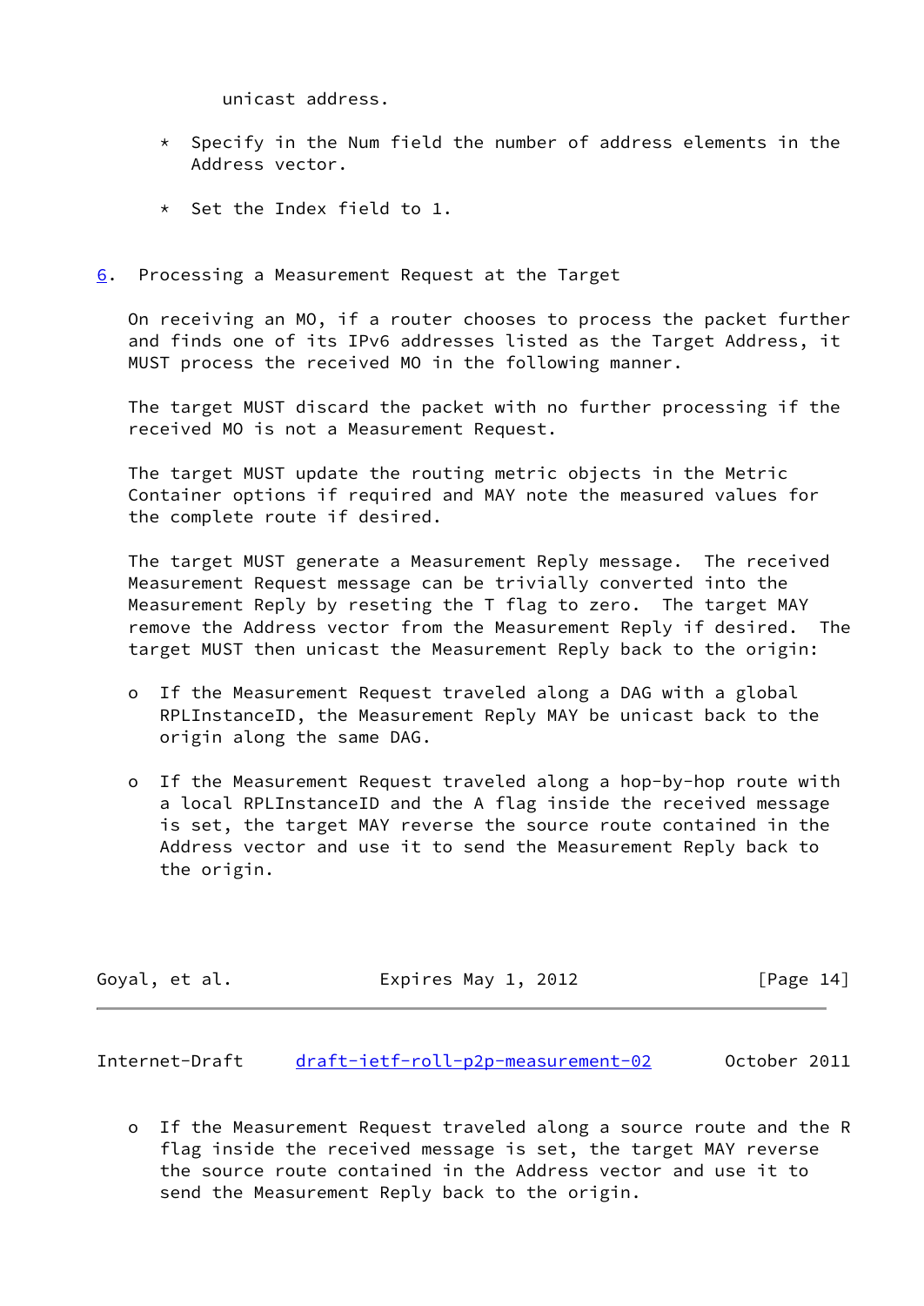unicast address.

* Specify in the Num field the number of address elements in the Address vector.

* Set the Index field to 1.

## 6. Processing a Measurement Request at the Target

On receiving an MO, if a router chooses to process the packet further and finds one of its IPv6 addresses listed as the Target Address, it MUST process the received MO in the following manner.

The target MUST discard the packet with no further processing if the received MO is not a Measurement Request.

The target MUST update the routing metric objects in the Metric Container options if required and MAY note the measured values for the complete route if desired.

The target MUST generate a Measurement Reply message. The received Measurement Request message can be trivially converted into the Measurement Reply by reseting the T flag to zero. The target MAY remove the Address vector from the Measurement Reply if desired. The target MUST then unicast the Measurement Reply back to the origin:

- If the Measurement Request traveled along a DAG with a global RPLInstanceID, the Measurement Reply MAY be unicast back to the origin along the same DAG.

- If the Measurement Request traveled along a hop-by-hop route with a local RPLInstanceID and the A flag inside the received message is set, the target MAY reverse the source route contained in the Address vector and use it to send the Measurement Reply back to the origin.

- If the Measurement Request traveled along a source route and the R flag inside the received message is set, the target MAY reverse the source route contained in the Address vector and use it to send the Measurement Reply back to the origin.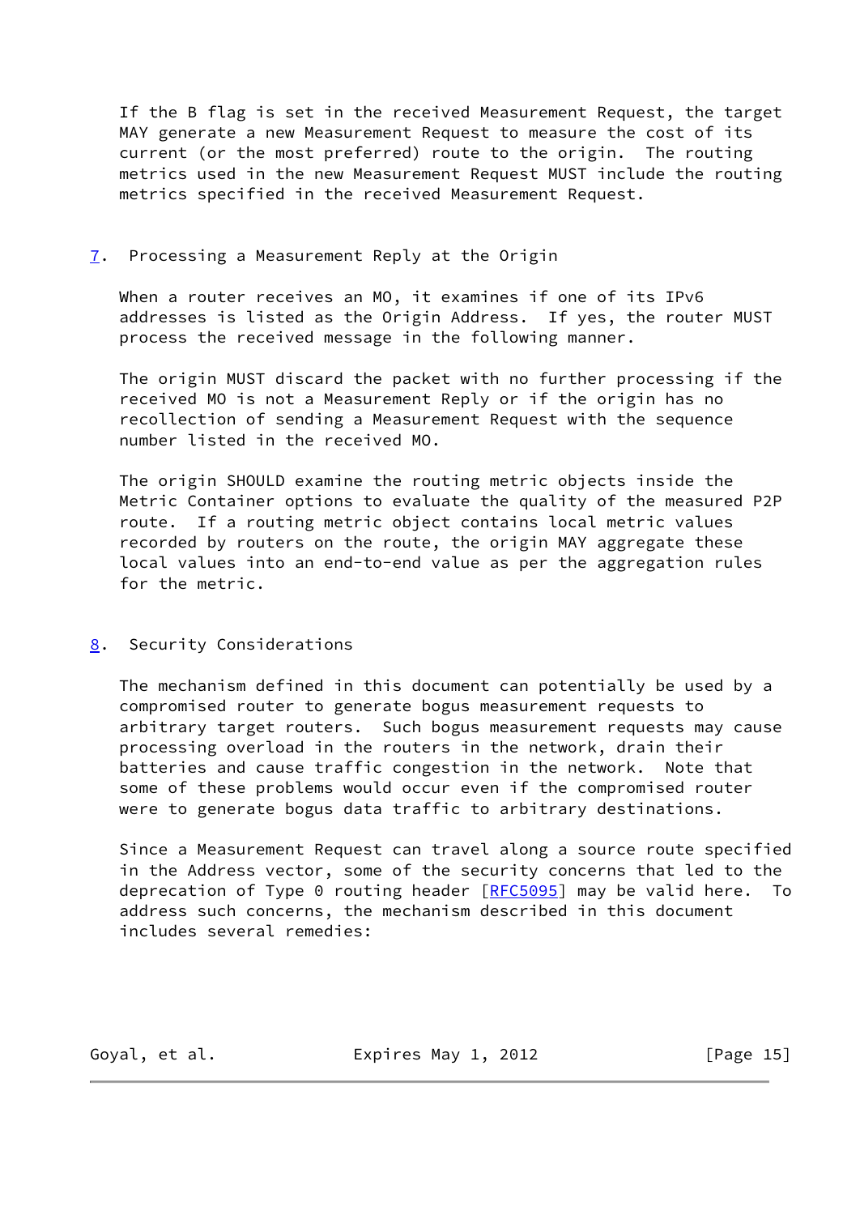If the B flag is set in the received Measurement Request, the target MAY generate a new Measurement Request to measure the cost of its current (or the most preferred) route to the origin. The routing metrics used in the new Measurement Request MUST include the routing metrics specified in the received Measurement Request.

## 7. Processing a Measurement Reply at the Origin

When a router receives an MO, it examines if one of its IPv6 addresses is listed as the Origin Address. If yes, the router MUST process the received message in the following manner.

The origin MUST discard the packet with no further processing if the received MO is not a Measurement Reply or if the origin has no recollection of sending a Measurement Request with the sequence number listed in the received MO.

The origin SHOULD examine the routing metric objects inside the Metric Container options to evaluate the quality of the measured P2P route. If a routing metric object contains local metric values recorded by routers on the route, the origin MAY aggregate these local values into an end-to-end value as per the aggregation rules for the metric.

## 8. Security Considerations

The mechanism defined in this document can potentially be used by a compromised router to generate bogus measurement requests to arbitrary target routers. Such bogus measurement requests may cause processing overload in the routers in the network, drain their batteries and cause traffic congestion in the network. Note that some of these problems would occur even if the compromised router were to generate bogus data traffic to arbitrary destinations.

Since a Measurement Request can travel along a source route specified in the Address vector, some of the security concerns that led to the deprecation of Type 0 routing header [RFC5095] may be valid here. To address such concerns, the mechanism described in this document includes several remedies: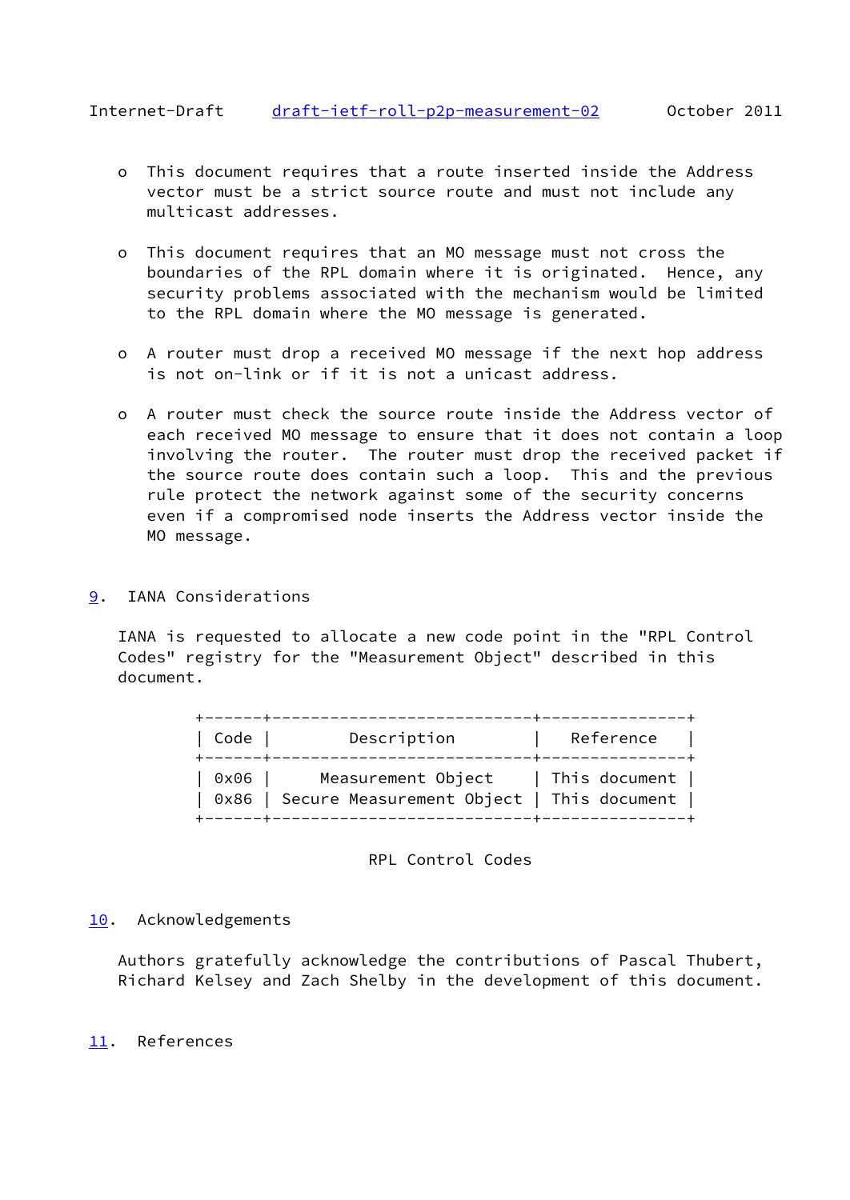- This document requires that a route inserted inside the Address vector must be a strict source route and must not include any multicast addresses.

- This document requires that an MO message must not cross the boundaries of the RPL domain where it is originated. Hence, any security problems associated with the mechanism would be limited to the RPL domain where the MO message is generated.

- A router must drop a received MO message if the next hop address is not on-link or if it is not a unicast address.

- A router must check the source route inside the Address vector of each received MO message to ensure that it does not contain a loop involving the router. The router must drop the received packet if the source route does contain such a loop. This and the previous rule protect the network against some of the security concerns even if a compromised node inserts the Address vector inside the MO message.

## 9. IANA Considerations

IANA is requested to allocate a new code point in the "RPL Control Codes" registry for the "Measurement Object" described in this document.

| Code | Description | Reference |
| --- | --- | --- |
| 0x06 | Measurement Object | This document |
| 0x86 | Secure Measurement Object | This document |

RPL Control Codes

## 10. Acknowledgements

Authors gratefully acknowledge the contributions of Pascal Thubert, Richard Kelsey and Zach Shelby in the development of this document.

## 11. References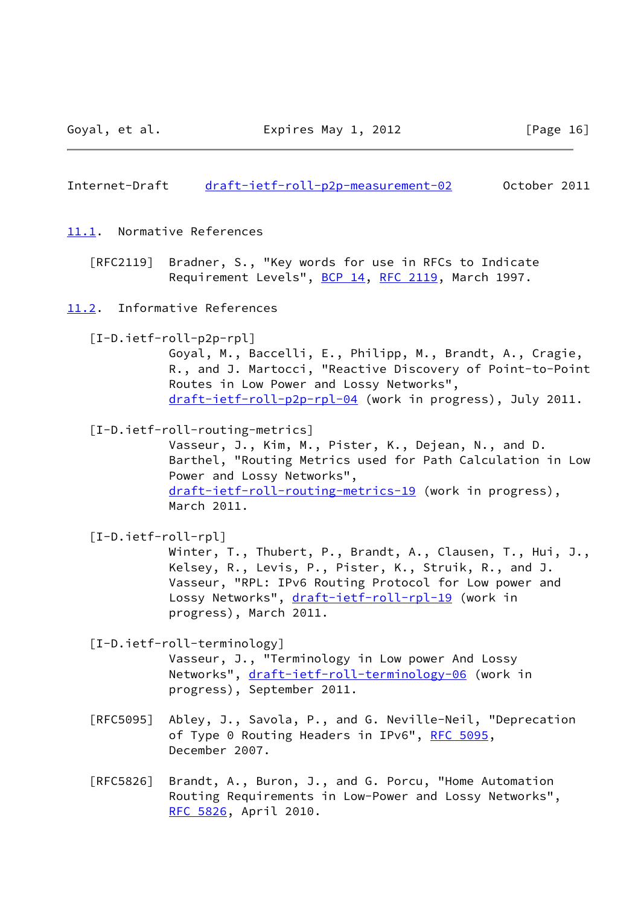### 11.1. Normative References

[RFC2119] Bradner, S., "Key words for use in RFCs to Indicate Requirement Levels", BCP 14, RFC 2119, March 1997.

### 11.2. Informative References

[I-D.ietf-roll-p2p-rpl]
Goyal, M., Baccelli, E., Philipp, M., Brandt, A., Cragie, R., and J. Martocci, "Reactive Discovery of Point-to-Point Routes in Low Power and Lossy Networks", draft-ietf-roll-p2p-rpl-04 (work in progress), July 2011.

[I-D.ietf-roll-routing-metrics]
Vasseur, J., Kim, M., Pister, K., Dejean, N., and D. Barthel, "Routing Metrics used for Path Calculation in Low Power and Lossy Networks", draft-ietf-roll-routing-metrics-19 (work in progress), March 2011.

[I-D.ietf-roll-rpl]
Winter, T., Thubert, P., Brandt, A., Clausen, T., Hui, J., Kelsey, R., Levis, P., Pister, K., Struik, R., and J. Vasseur, "RPL: IPv6 Routing Protocol for Low power and Lossy Networks", draft-ietf-roll-rpl-19 (work in progress), March 2011.

[I-D.ietf-roll-terminology]
Vasseur, J., "Terminology in Low power And Lossy Networks", draft-ietf-roll-terminology-06 (work in progress), September 2011.

[RFC5095] Abley, J., Savola, P., and G. Neville-Neil, "Deprecation of Type 0 Routing Headers in IPv6", RFC 5095, December 2007.

[RFC5826] Brandt, A., Buron, J., and G. Porcu, "Home Automation Routing Requirements in Low-Power and Lossy Networks", RFC 5826, April 2010.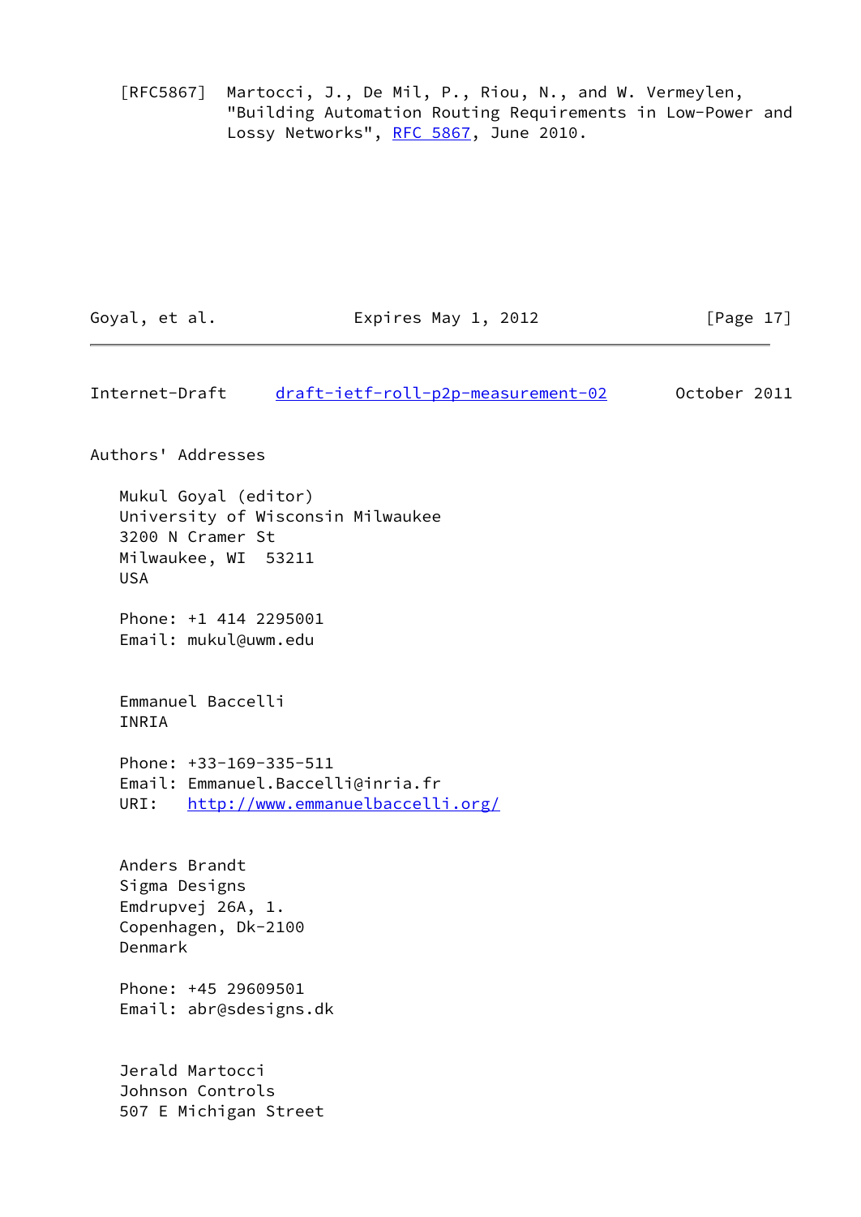[RFC5867] Martocci, J., De Mil, P., Riou, N., and W. Vermeylen, "Building Automation Routing Requirements in Low-Power and Lossy Networks", RFC 5867, June 2010.

## Authors' Addresses

Mukul Goyal (editor)
University of Wisconsin Milwaukee
3200 N Cramer St
Milwaukee, WI  53211
USA

Phone: +1 414 2295001
Email: mukul@uwm.edu

Emmanuel Baccelli
INRIA

Phone: +33-169-335-511
Email: Emmanuel.Baccelli@inria.fr
URI:   http://www.emmanuelbaccelli.org/

Anders Brandt
Sigma Designs
Emdrupvej 26A, 1.
Copenhagen, Dk-2100
Denmark

Phone: +45 29609501
Email: abr@sdesigns.dk

Jerald Martocci
Johnson Controls
507 E Michigan Street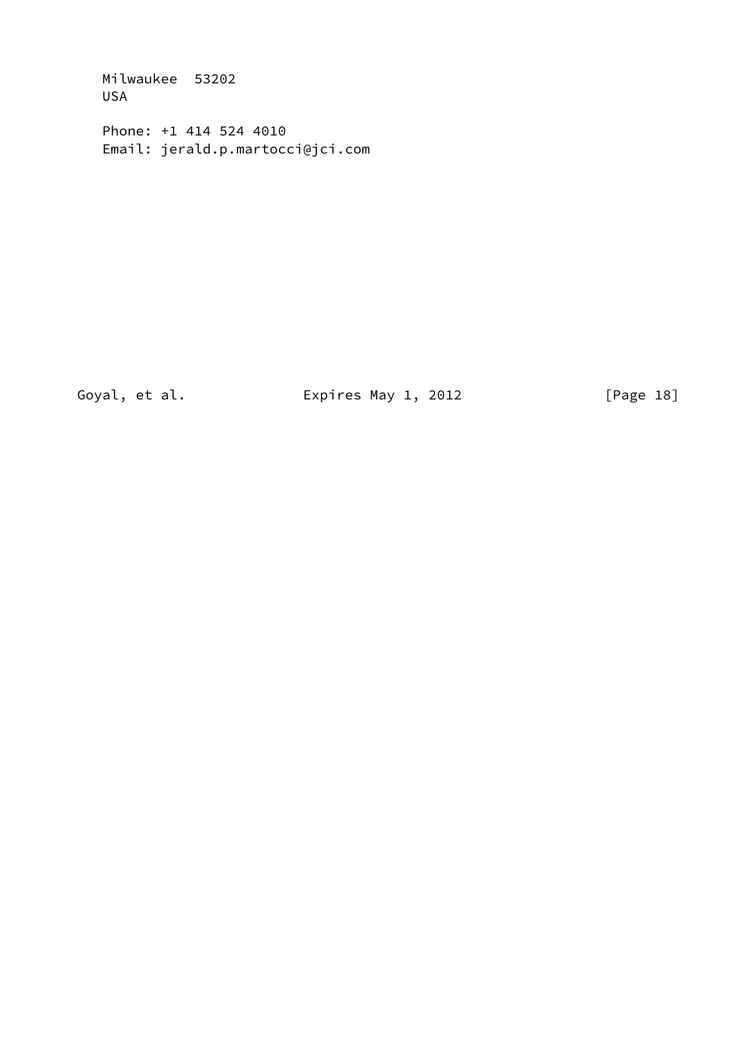Milwaukee  53202
USA

Phone: +1 414 524 4010
Email: jerald.p.martocci@jci.com